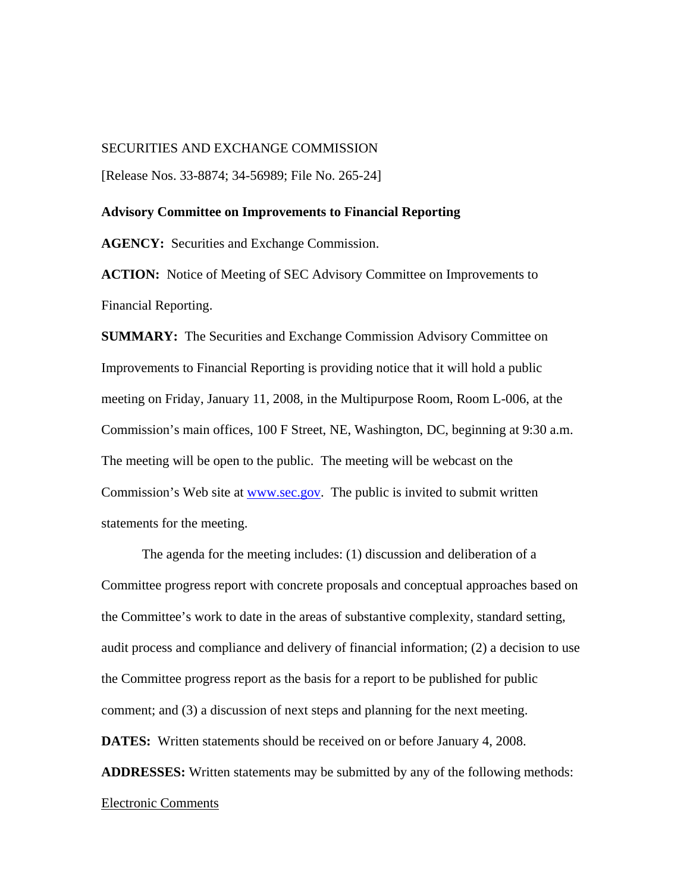SECURITIES AND EXCHANGE COMMISSION

[Release Nos. 33-8874; 34-56989; File No. 265-24]

**Advisory Committee on Improvements to Financial Reporting**

**AGENCY:** Securities and Exchange Commission.

**ACTION:** Notice of Meeting of SEC Advisory Committee on Improvements to Financial Reporting.

**SUMMARY:** The Securities and Exchange Commission Advisory Committee on Improvements to Financial Reporting is providing notice that it will hold a public meeting on Friday, January 11, 2008, in the Multipurpose Room, Room L-006, at the Commission's main offices, 100 F Street, NE, Washington, DC, beginning at 9:30 a.m. The meeting will be open to the public. The meeting will be webcast on the Commission's Web site at [www.sec.gov](http://www.sec.gov). The public is invited to submit written statements for the meeting.

The agenda for the meeting includes: (1) discussion and deliberation of a Committee progress report with concrete proposals and conceptual approaches based on the Committee's work to date in the areas of substantive complexity, standard setting, audit process and compliance and delivery of financial information; (2) a decision to use the Committee progress report as the basis for a report to be published for public comment; and (3) a discussion of next steps and planning for the next meeting.

**DATES:** Written statements should be received on or before January 4, 2008.

**ADDRESSES:** Written statements may be submitted by any of the following methods:

Electronic Comments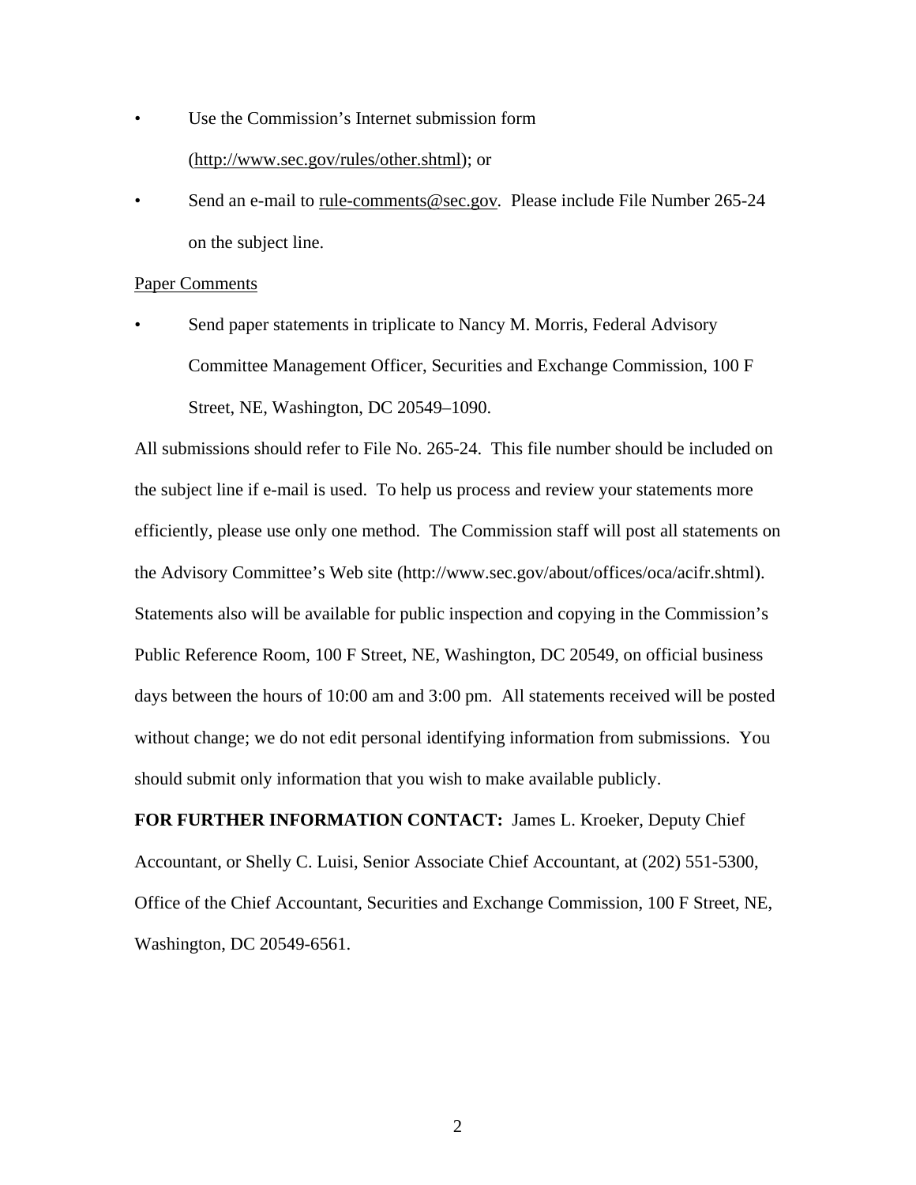- Use the Commission's Internet submission form (http://www.sec.gov/rules/other.shtml); or
- Send an e-mail to rule-comments@sec.gov. Please include File Number 265-24 on the subject line.

Paper Comments

- Send paper statements in triplicate to Nancy M. Morris, Federal Advisory Committee Management Officer, Securities and Exchange Commission, 100 F Street, NE, Washington, DC 20549–1090.

All submissions should refer to File No. 265-24. This file number should be included on the subject line if e-mail is used. To help us process and review your statements more efficiently, please use only one method. The Commission staff will post all statements on the Advisory Committee's Web site (http://www.sec.gov/about/offices/oca/acifr.shtml). Statements also will be available for public inspection and copying in the Commission's Public Reference Room, 100 F Street, NE, Washington, DC 20549, on official business days between the hours of 10:00 am and 3:00 pm. All statements received will be posted without change; we do not edit personal identifying information from submissions. You should submit only information that you wish to make available publicly.

**FOR FURTHER INFORMATION CONTACT:** James L. Kroeker, Deputy Chief Accountant, or Shelly C. Luisi, Senior Associate Chief Accountant, at (202) 551-5300, Office of the Chief Accountant, Securities and Exchange Commission, 100 F Street, NE, Washington, DC 20549-6561.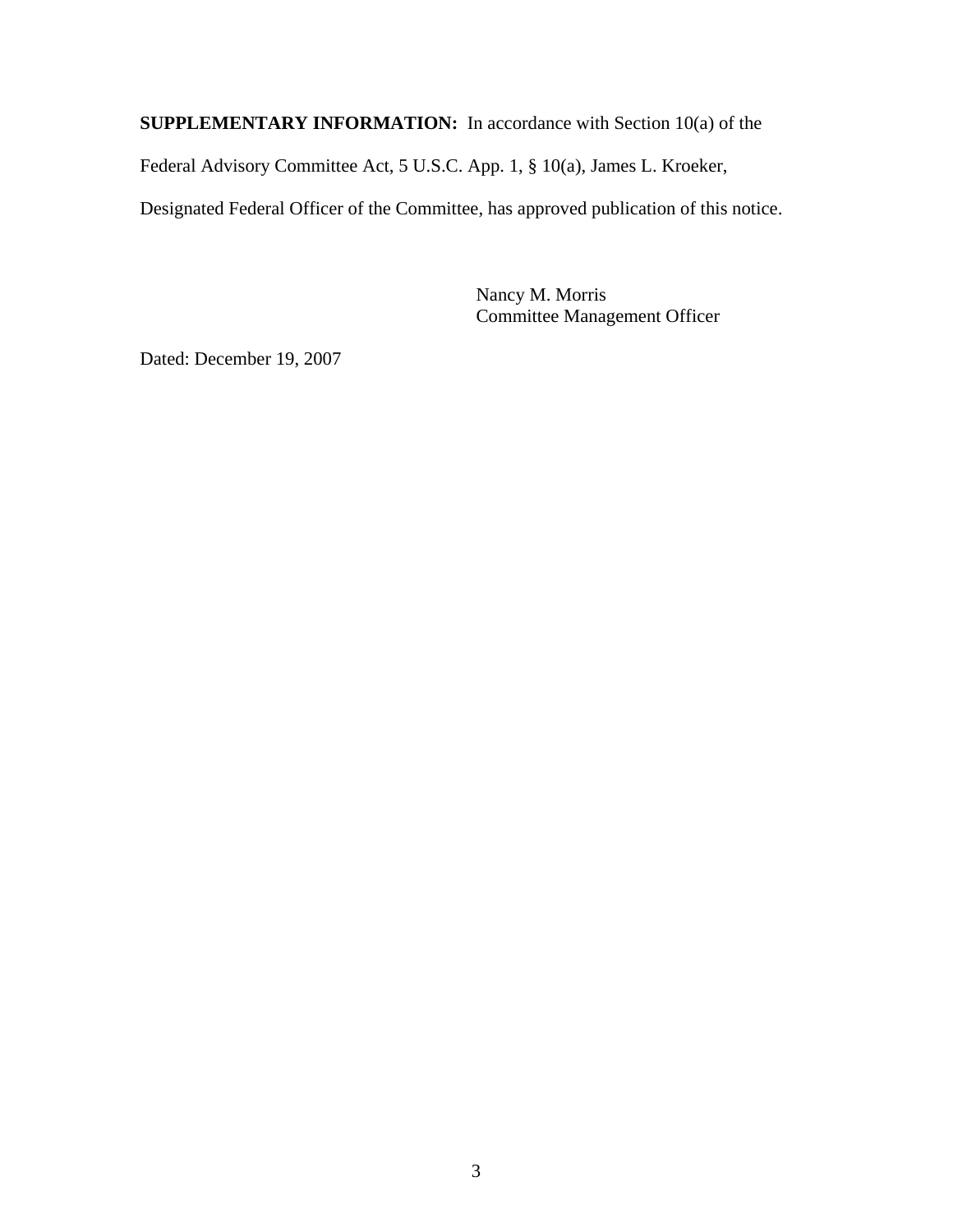**SUPPLEMENTARY INFORMATION:** In accordance with Section 10(a) of the Federal Advisory Committee Act, 5 U.S.C. App. 1, § 10(a), James L. Kroeker, Designated Federal Officer of the Committee, has approved publication of this notice.

Nancy M. Morris
Committee Management Officer

Dated: December 19, 2007